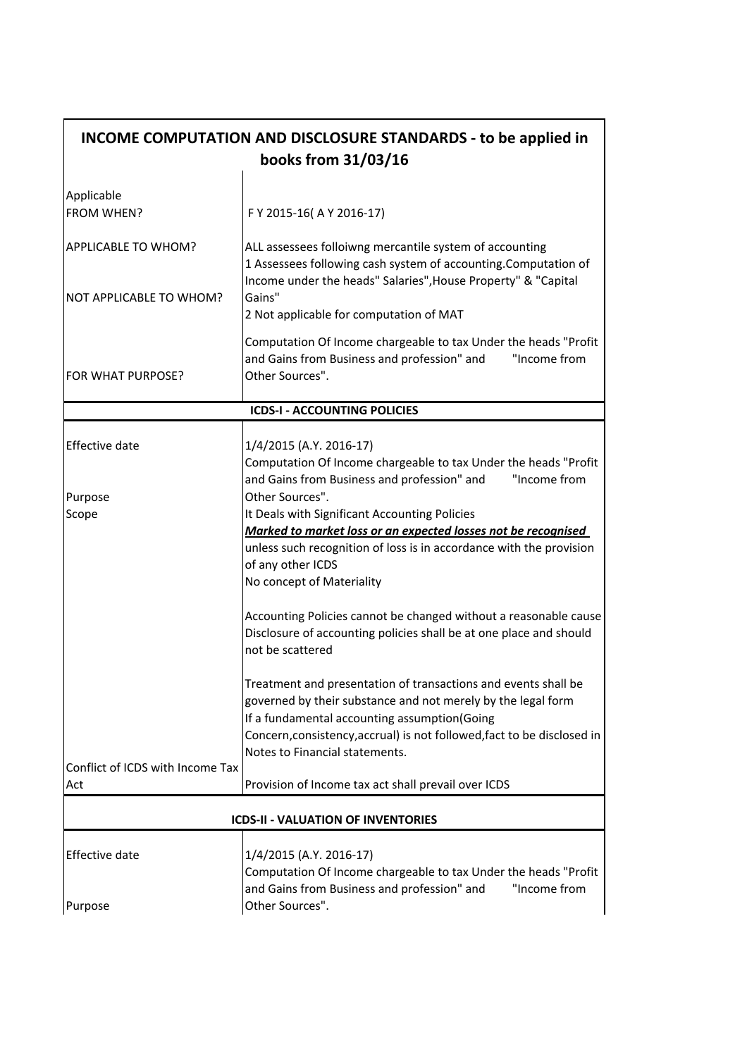## INCOME COMPUTATION AND DISCLOSURE STANDARDS - to be applied in books from 31/03/16

| | |
|---|---|
| Applicable FROM WHEN? | F Y 2015-16( A Y 2016-17) |
| APPLICABLE TO WHOM? | ALL assessees folloiwng mercantile system of accounting |
| NOT APPLICABLE TO WHOM? | 1 Assessees following cash system of accounting.Computation of Income under the heads" Salaries",House Property" & "Capital Gains"<br>2 Not applicable for computation of MAT |
| FOR WHAT PURPOSE? | Computation Of Income chargeable to tax Under the heads "Profit and Gains from Business and profession" and "Income from Other Sources". |

### ICDS-I - ACCOUNTING POLICIES

| | |
|---|---|
| Effective date | 1/4/2015 (A.Y. 2016-17) |
| Purpose | Computation Of Income chargeable to tax Under the heads "Profit and Gains from Business and profession" and "Income from Other Sources". |
| Scope | It Deals with Significant Accounting Policies<br>***Marked to market loss or an expected losses not be recognised*** unless such recognition of loss is in accordance with the provision of any other ICDS<br>No concept of Materiality<br><br>Accounting Policies cannot be changed without a reasonable cause<br>Disclosure of accounting policies shall be at one place and should not be scattered<br><br>Treatment and presentation of transactions and events shall be governed by their substance and not merely by the legal form<br>If a fundamental accounting assumption(Going Concern,consistency,accrual) is not followed,fact to be disclosed in Notes to Financial statements. |
| Conflict of ICDS with Income Tax Act | Provision of Income tax act shall prevail over ICDS |

### ICDS-II - VALUATION OF INVENTORIES

| | |
|---|---|
| Effective date | 1/4/2015 (A.Y. 2016-17) |
| Purpose | Computation Of Income chargeable to tax Under the heads "Profit and Gains from Business and profession" and "Income from Other Sources". |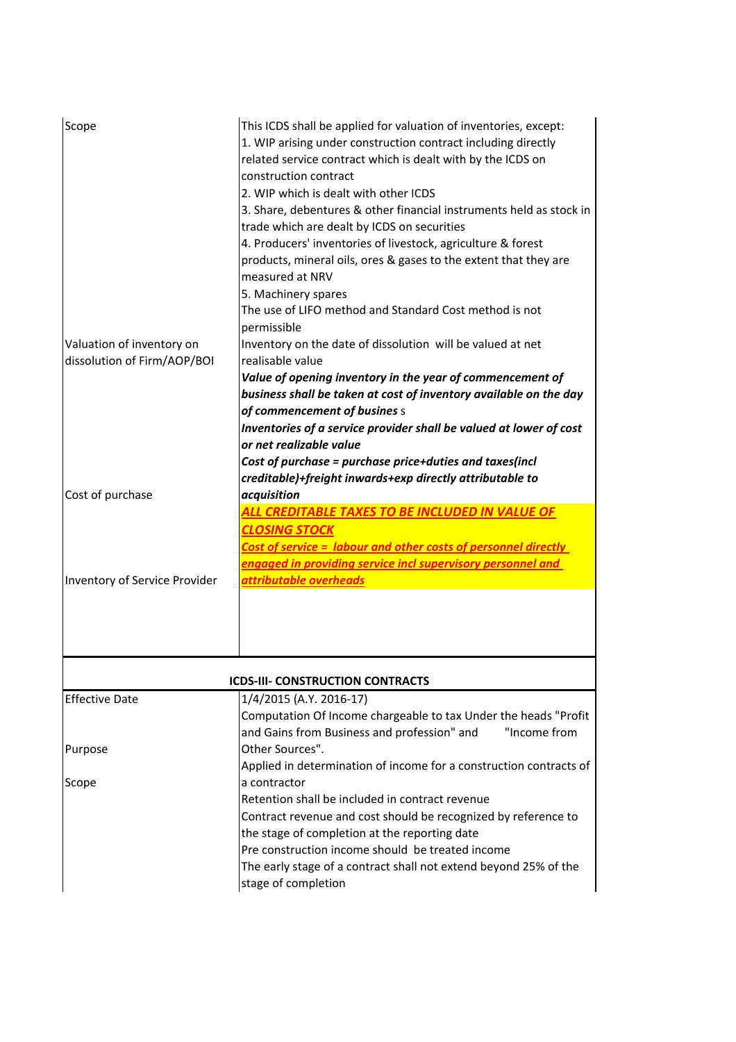| | |
|---|---|
| Scope | This ICDS shall be applied for valuation of inventories, except:<br>1. WIP arising under construction contract including directly related service contract which is dealt with by the ICDS on construction contract<br>2. WIP which is dealt with other ICDS<br>3. Share, debentures & other financial instruments held as stock in trade which are dealt by ICDS on securities<br>4. Producers' inventories of livestock, agriculture & forest products, mineral oils, ores & gases to the extent that they are measured at NRV<br>5. Machinery spares<br>The use of LIFO method and Standard Cost method is not permissible |
| Valuation of inventory on dissolution of Firm/AOP/BOI | Inventory on the date of dissolution will be valued at net realisable value<br>***Value of opening inventory in the year of commencement of business shall be taken at cost of inventory available on the day of commencement of busines*** s<br>***Inventories of a service provider shall be valued at lower of cost or net realizable value*** |
| Cost of purchase | ***Cost of purchase = purchase price+duties and taxes(incl creditable)+freight inwards+exp directly attributable to acquisition***<br>***ALL CREDITABLE TAXES TO BE INCLUDED IN VALUE OF CLOSING STOCK*** |
| Inventory of Service Provider | ***Cost of service = labour and other costs of personnel directly engaged in providing service incl supervisory personnel and attributable overheads*** |

**ICDS-III- CONSTRUCTION CONTRACTS**

| | |
|---|---|
| Effective Date | 1/4/2015 (A.Y. 2016-17) |
| Purpose | Computation Of Income chargeable to tax Under the heads "Profit and Gains from Business and profession" and "Income from Other Sources". |
| Scope | Applied in determination of income for a construction contracts of a contractor<br>Retention shall be included in contract revenue<br>Contract revenue and cost should be recognized by reference to the stage of completion at the reporting date<br>Pre construction income should be treated income<br>The early stage of a contract shall not extend beyond 25% of the stage of completion |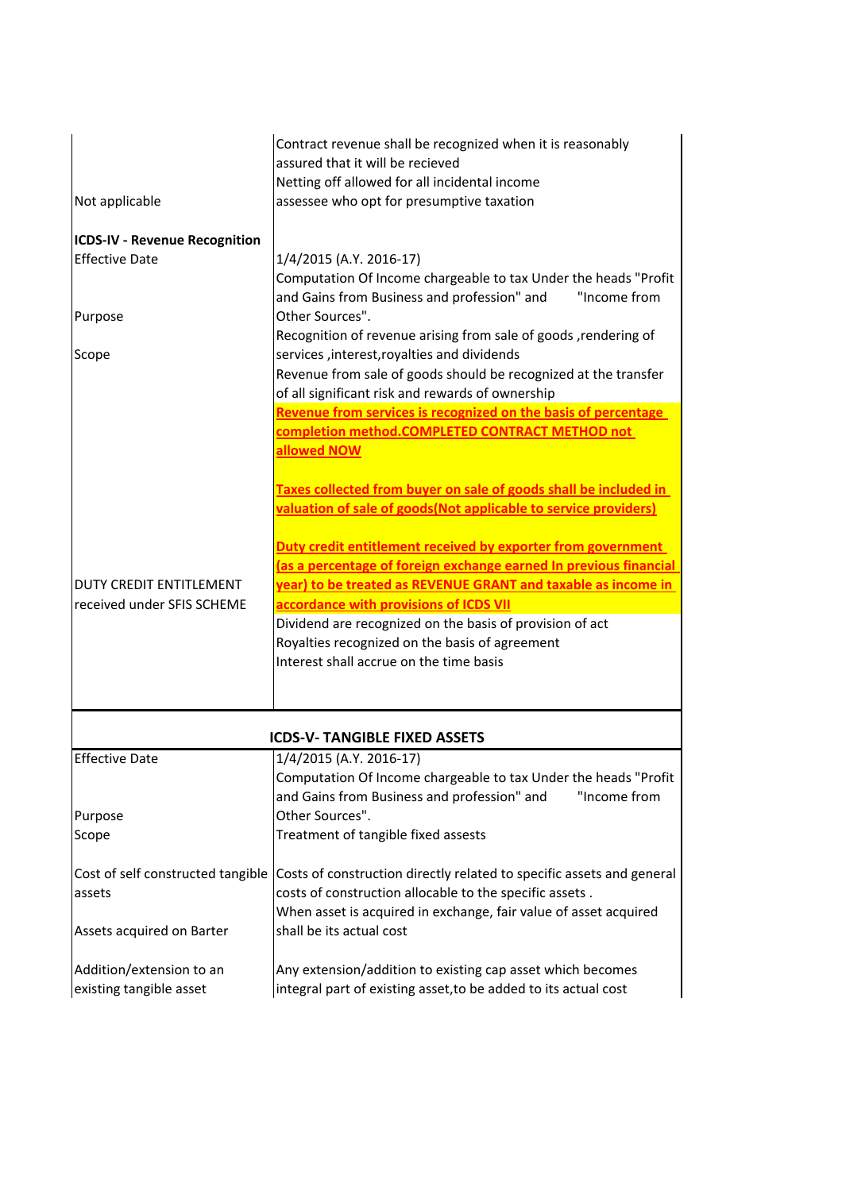| | |
|---|---|
| | Contract revenue shall be recognized when it is reasonably assured that it will be recieved |
| | Netting off allowed for all incidental income |
| Not applicable | assessee who opt for presumptive taxation |
| | |
| **ICDS-IV - Revenue Recognition** | |
| Effective Date | 1/4/2015 (A.Y. 2016-17) |
| Purpose | Computation Of Income chargeable to tax Under the heads "Profit and Gains from Business and profession" and "Income from Other Sources". |
| Scope | Recognition of revenue arising from sale of goods ,rendering of services ,interest,royalties and dividends |
| | Revenue from sale of goods should be recognized at the transfer of all significant risk and rewards of ownership |
| | **Revenue from services is recognized on the basis of percentage completion method.COMPLETED CONTRACT METHOD not allowed NOW** |
| | **Taxes collected from buyer on sale of goods shall be included in valuation of sale of goods(Not applicable to service providers)** |
| DUTY CREDIT ENTITLEMENT received under SFIS SCHEME | **Duty credit entitlement received by exporter from government (as a percentage of foreign exchange earned In previous financial year) to be treated as REVENUE GRANT and taxable as income in accordance with provisions of ICDS VII** |
| | Dividend are recognized on the basis of provision of act |
| | Royalties recognized on the basis of agreement |
| | Interest shall accrue on the time basis |

**ICDS-V- TANGIBLE FIXED ASSETS**

| | |
|---|---|
| Effective Date | 1/4/2015 (A.Y. 2016-17) |
| Purpose | Computation Of Income chargeable to tax Under the heads "Profit and Gains from Business and profession" and "Income from Other Sources". |
| Scope | Treatment of tangible fixed assests |
| Cost of self constructed tangible assets | Costs of construction directly related to specific assets and general costs of construction allocable to the specific assets . |
| Assets acquired on Barter | When asset is acquired in exchange, fair value of asset acquired shall be its actual cost |
| Addition/extension to an existing tangible asset | Any extension/addition to existing cap asset which becomes integral part of existing asset,to be added to its actual cost |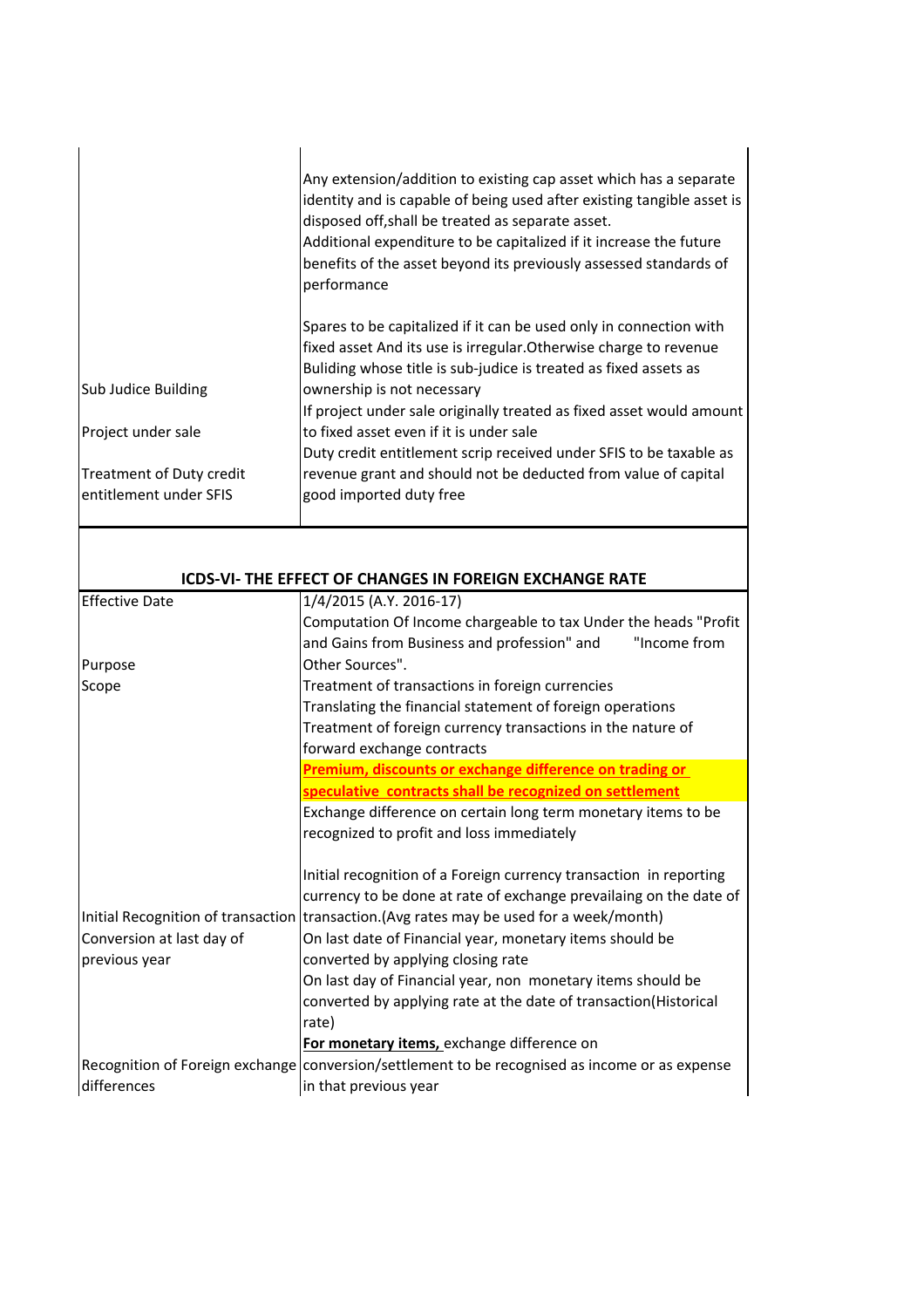| | |
|---|---|
| | Any extension/addition to existing cap asset which has a separate identity and is capable of being used after existing tangible asset is disposed off,shall be treated as separate asset.<br>Additional expenditure to be capitalized if it increase the future benefits of the asset beyond its previously assessed standards of performance<br><br>Spares to be capitalized if it can be used only in connection with fixed asset And its use is irregular.Otherwise charge to revenue |
| Sub Judice Building | Buliding whose title is sub-judice is treated as fixed assets as ownership is not necessary |
| Project under sale | If project under sale originally treated as fixed asset would amount to fixed asset even if it is under sale |
| Treatment of Duty credit entitlement under SFIS | Duty credit entitlement scrip received under SFIS to be taxable as revenue grant and should not be deducted from value of capital good imported duty free |

## ICDS-VI- THE EFFECT OF CHANGES IN FOREIGN EXCHANGE RATE

| | |
|---|---|
| Effective Date | 1/4/2015 (A.Y. 2016-17) |
| Purpose | Computation Of Income chargeable to tax Under the heads "Profit and Gains from Business and profession" and "Income from Other Sources". |
| Scope | Treatment of transactions in foreign currencies<br>Translating the financial statement of foreign operations<br>Treatment of foreign currency transactions in the nature of forward exchange contracts |
| | **Premium, discounts or exchange difference on trading or speculative contracts shall be recognized on settlement** |
| | Exchange difference on certain long term monetary items to be recognized to profit and loss immediately |
| Initial Recognition of transaction | Initial recognition of a Foreign currency transaction in reporting currency to be done at rate of exchange prevailaing on the date of transaction.(Avg rates may be used for a week/month) |
| Conversion at last day of previous year | On last date of Financial year, monetary items should be converted by applying closing rate<br>On last day of Financial year, non monetary items should be converted by applying rate at the date of transaction(Historical rate) |
| Recognition of Foreign exchange differences | **For monetary items,** exchange difference on conversion/settlement to be recognised as income or as expense in that previous year |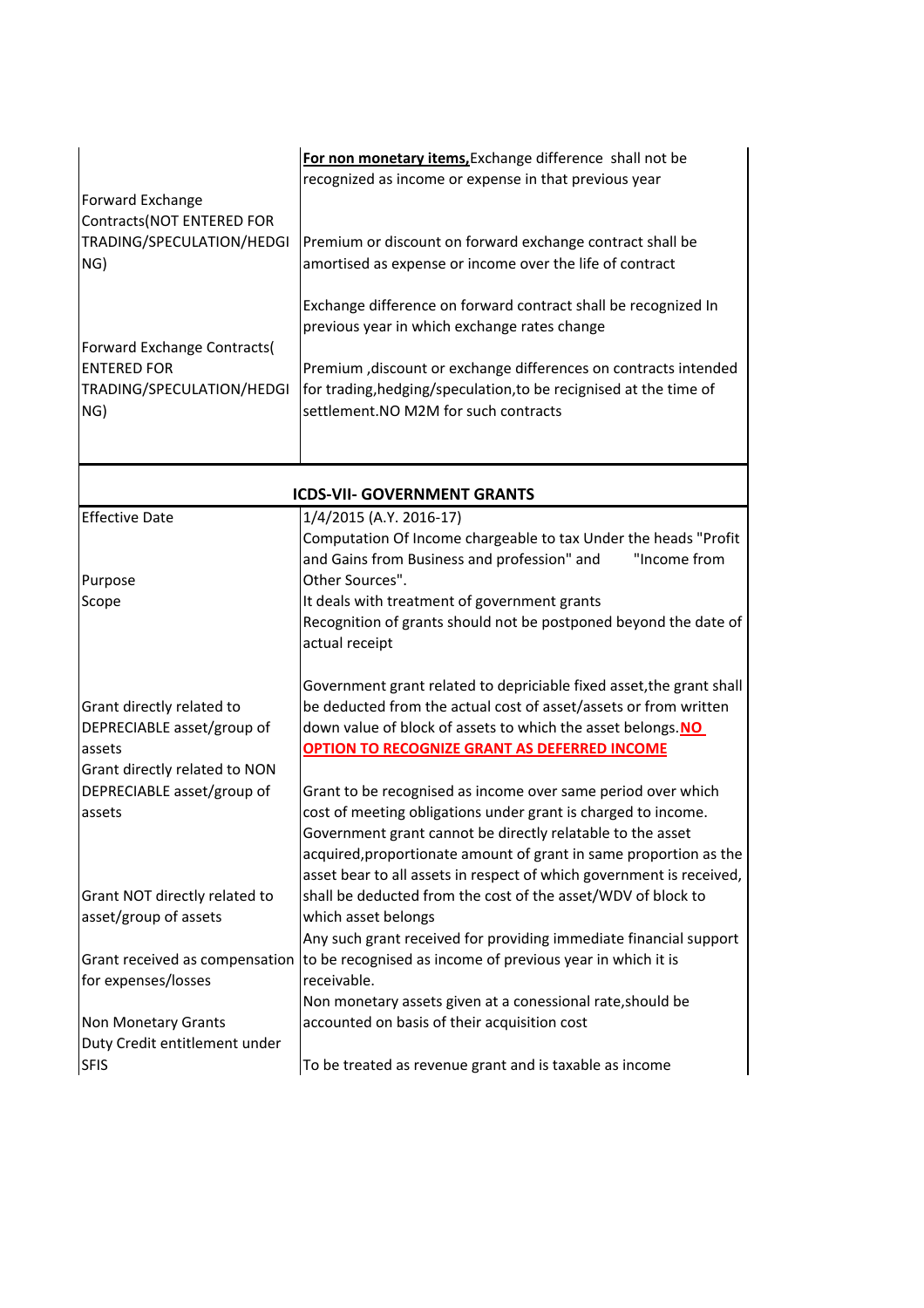| | |
|---|---|
| | **For non monetary items,** Exchange difference shall not be recognized as income or expense in that previous year |
| Forward Exchange Contracts(NOT ENTERED FOR TRADING/SPECULATION/HEDGING) | Premium or discount on forward exchange contract shall be amortised as expense or income over the life of contract<br><br>Exchange difference on forward contract shall be recognized In previous year in which exchange rates change |
| Forward Exchange Contracts( ENTERED FOR TRADING/SPECULATION/HEDGING) | Premium ,discount or exchange differences on contracts intended for trading,hedging/speculation,to be recignised at the time of settlement.NO M2M for such contracts |

## ICDS-VII- GOVERNMENT GRANTS

| | |
|---|---|
| Effective Date | 1/4/2015 (A.Y. 2016-17) |
| Purpose | Computation Of Income chargeable to tax Under the heads "Profit and Gains from Business and profession" and "Income from Other Sources". |
| Scope | It deals with treatment of government grants<br>Recognition of grants should not be postponed beyond the date of actual receipt |
| Grant directly related to DEPRECIABLE asset/group of assets | Government grant related to depriciable fixed asset,the grant shall be deducted from the actual cost of asset/assets or from written down value of block of assets to which the asset belongs.**NO OPTION TO RECOGNIZE GRANT AS DEFERRED INCOME** |
| Grant directly related to NON DEPRECIABLE asset/group of assets | Grant to be recognised as income over same period over which cost of meeting obligations under grant is charged to income. |
| Grant NOT directly related to asset/group of assets | Government grant cannot be directly relatable to the asset acquired,proportionate amount of grant in same proportion as the asset bear to all assets in respect of which government is received, shall be deducted from the cost of the asset/WDV of block to which asset belongs |
| Grant received as compensation for expenses/losses | Any such grant received for providing immediate financial support to be recognised as income of previous year in which it is receivable. |
| Non Monetary Grants | Non monetary assets given at a conessional rate,should be accounted on basis of their acquisition cost |
| Duty Credit entitlement under SFIS | To be treated as revenue grant and is taxable as income |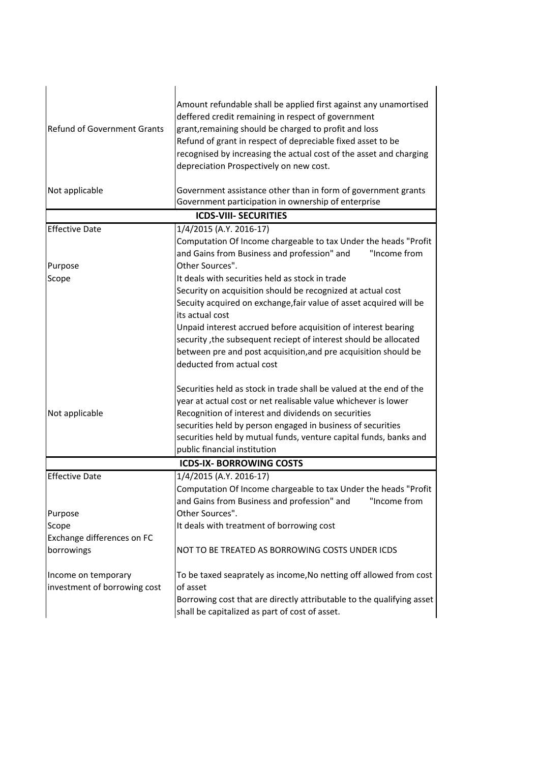| | |
|---|---|
| Refund of Government Grants | Amount refundable shall be applied first against any unamortised deffered credit remaining in respect of government grant,remaining should be charged to profit and loss<br>Refund of grant in respect of depreciable fixed asset to be recognised by increasing the actual cost of the asset and charging depreciation Prospectively on new cost. |
| Not applicable | Government assistance other than in form of government grants<br>Government participation in ownership of enterprise |
| **ICDS-VIII- SECURITIES** | |
| Effective Date | 1/4/2015 (A.Y. 2016-17) |
| Purpose | Computation Of Income chargeable to tax Under the heads "Profit and Gains from Business and profession" and "Income from Other Sources". |
| Scope | It deals with securities held as stock in trade<br>Security on acquisition should be recognized at actual cost<br>Secuity acquired on exchange,fair value of asset acquired will be its actual cost<br>Unpaid interest accrued before acquisition of interest bearing security ,the subsequent reciept of interest should be allocated between pre and post acquisition,and pre acquisition should be deducted from actual cost<br><br>Securities held as stock in trade shall be valued at the end of the year at actual cost or net realisable value whichever is lower |
| Not applicable | Recognition of interest and dividends on securities<br>securities held by person engaged in business of securities<br>securities held by mutual funds, venture capital funds, banks and public financial institution |
| **ICDS-IX- BORROWING COSTS** | |
| Effective Date | 1/4/2015 (A.Y. 2016-17) |
| Purpose | Computation Of Income chargeable to tax Under the heads "Profit and Gains from Business and profession" and "Income from Other Sources". |
| Scope | It deals with treatment of borrowing cost |
| Exchange differences on FC borrowings | NOT TO BE TREATED AS BORROWING COSTS UNDER ICDS |
| Income on temporary investment of borrowing cost | To be taxed seaprately as income,No netting off allowed from cost of asset<br>Borrowing cost that are directly attributable to the qualifying asset shall be capitalized as part of cost of asset. |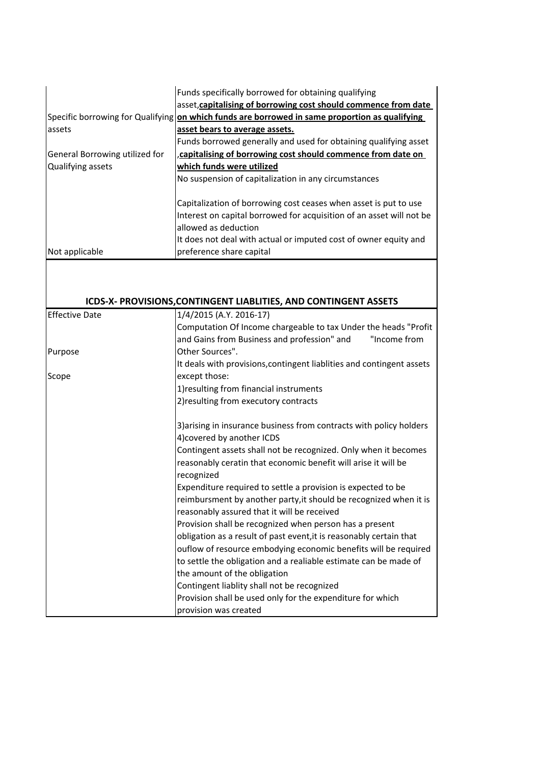| | |
|---|---|
| Specific borrowing for Qualifying assets | Funds specifically borrowed for obtaining qualifying asset,**capitalising of borrowing cost should commence from date on which funds are borrowed in same proportion as qualifying asset bears to average assets.** |
| General Borrowing utilized for Qualifying assets | Funds borrowed generally and used for obtaining qualifying asset ,**capitalising of borrowing cost should commence from date on which funds were utilized** |
| | No suspension of capitalization in any circumstances |
| | Capitalization of borrowing cost ceases when asset is put to use |
| | Interest on capital borrowed for acquisition of an asset will not be allowed as deduction |
| Not applicable | It does not deal with actual or imputed cost of owner equity and preference share capital |

## ICDS-X- PROVISIONS,CONTINGENT LIABLITIES, AND CONTINGENT ASSETS

| | |
|---|---|
| Effective Date | 1/4/2015 (A.Y. 2016-17) |
| Purpose | Computation Of Income chargeable to tax Under the heads "Profit and Gains from Business and profession" and "Income from Other Sources". |
| Scope | It deals with provisions,contingent liablities and contingent assets except those:<br>1)resulting from financial instruments<br>2)resulting from executory contracts<br>3)arising in insurance business from contracts with policy holders<br>4)covered by another ICDS |
| | Contingent assets shall not be recognized. Only when it becomes reasonably ceratin that economic benefit will arise it will be recognized |
| | Expenditure required to settle a provision is expected to be reimbursment by another party,it should be recognized when it is reasonably assured that it will be received |
| | Provision shall be recognized when person has a present obligation as a result of past event,it is reasonably certain that ouflow of resource embodying economic benefits will be required to settle the obligation and a realiable estimate can be made of the amount of the obligation |
| | Contingent liablity shall not be recognized |
| | Provision shall be used only for the expenditure for which provision was created |